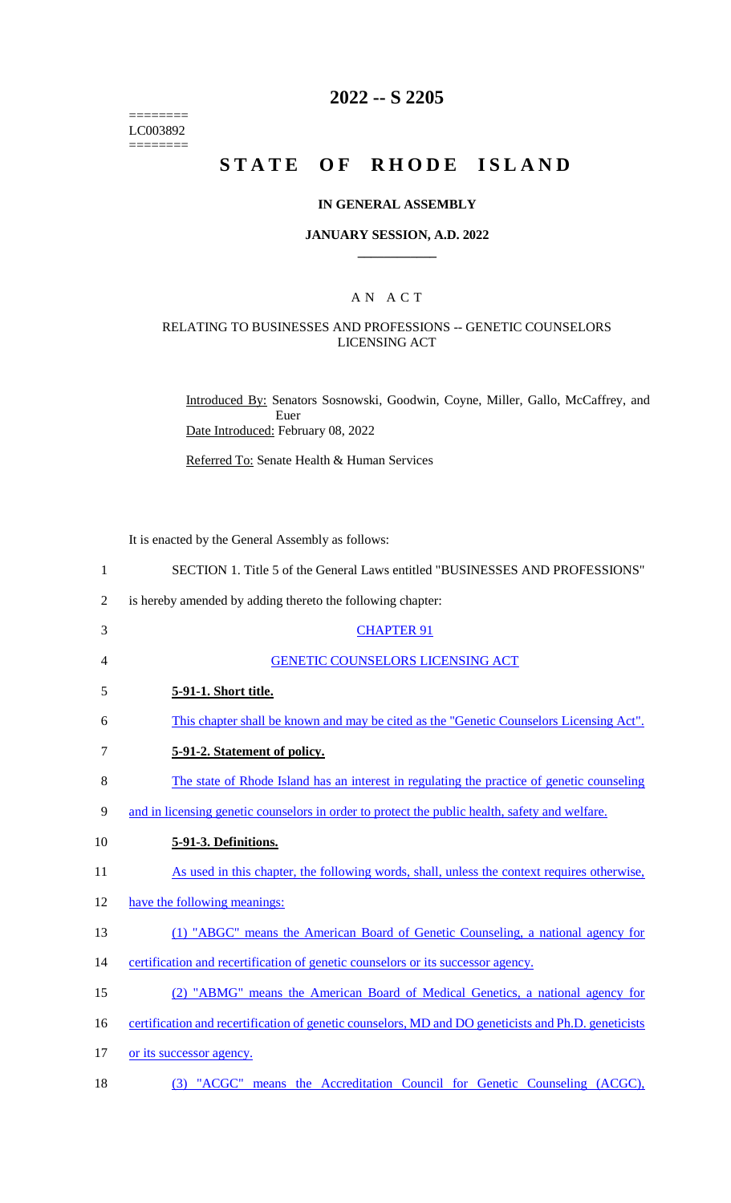========
LC003892
========

# 2022 -- S 2205

# STATE OF RHODE ISLAND

## IN GENERAL ASSEMBLY

### JANUARY SESSION, A.D. 2022

## A N A C T

### RELATING TO BUSINESSES AND PROFESSIONS -- GENETIC COUNSELORS LICENSING ACT

Introduced By: Senators Sosnowski, Goodwin, Coyne, Miller, Gallo, McCaffrey, and Euer

Date Introduced: February 08, 2022

Referred To: Senate Health & Human Services

It is enacted by the General Assembly as follows:

1 SECTION 1. Title 5 of the General Laws entitled "BUSINESSES AND PROFESSIONS"
2 is hereby amended by adding thereto the following chapter:

3 CHAPTER 91

4 GENETIC COUNSELORS LICENSING ACT

5 **5-91-1. Short title.**

6 This chapter shall be known and may be cited as the "Genetic Counselors Licensing Act".

7 **5-91-2. Statement of policy.**

8 The state of Rhode Island has an interest in regulating the practice of genetic counseling
9 and in licensing genetic counselors in order to protect the public health, safety and welfare.

10 **5-91-3. Definitions.**

11 As used in this chapter, the following words, shall, unless the context requires otherwise,
12 have the following meanings:

13 (1) "ABGC" means the American Board of Genetic Counseling, a national agency for
14 certification and recertification of genetic counselors or its successor agency.

15 (2) "ABMG" means the American Board of Medical Genetics, a national agency for
16 certification and recertification of genetic counselors, MD and DO geneticists and Ph.D. geneticists
17 or its successor agency.

18 (3) "ACGC" means the Accreditation Council for Genetic Counseling (ACGC),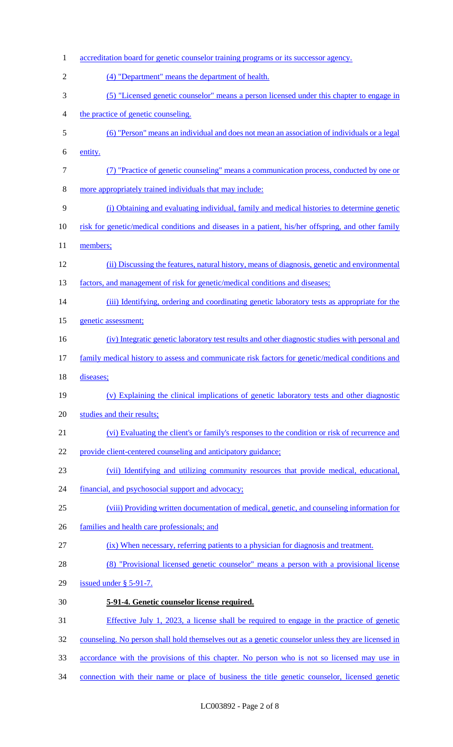accreditation board for genetic counselor training programs or its successor agency.

(4) "Department" means the department of health.

(5) "Licensed genetic counselor" means a person licensed under this chapter to engage in the practice of genetic counseling.

(6) "Person" means an individual and does not mean an association of individuals or a legal entity.

(7) "Practice of genetic counseling" means a communication process, conducted by one or more appropriately trained individuals that may include:

(i) Obtaining and evaluating individual, family and medical histories to determine genetic risk for genetic/medical conditions and diseases in a patient, his/her offspring, and other family members;

(ii) Discussing the features, natural history, means of diagnosis, genetic and environmental factors, and management of risk for genetic/medical conditions and diseases;

(iii) Identifying, ordering and coordinating genetic laboratory tests as appropriate for the genetic assessment;

(iv) Integratic genetic laboratory test results and other diagnostic studies with personal and family medical history to assess and communicate risk factors for genetic/medical conditions and diseases;

(v) Explaining the clinical implications of genetic laboratory tests and other diagnostic studies and their results;

(vi) Evaluating the client's or family's responses to the condition or risk of recurrence and provide client-centered counseling and anticipatory guidance;

(vii) Identifying and utilizing community resources that provide medical, educational, financial, and psychosocial support and advocacy;

(viii) Providing written documentation of medical, genetic, and counseling information for families and health care professionals; and

(ix) When necessary, referring patients to a physician for diagnosis and treatment.

(8) "Provisional licensed genetic counselor" means a person with a provisional license issued under § 5-91-7.

**5-91-4. Genetic counselor license required.**

Effective July 1, 2023, a license shall be required to engage in the practice of genetic counseling. No person shall hold themselves out as a genetic counselor unless they are licensed in accordance with the provisions of this chapter. No person who is not so licensed may use in connection with their name or place of business the title genetic counselor, licensed genetic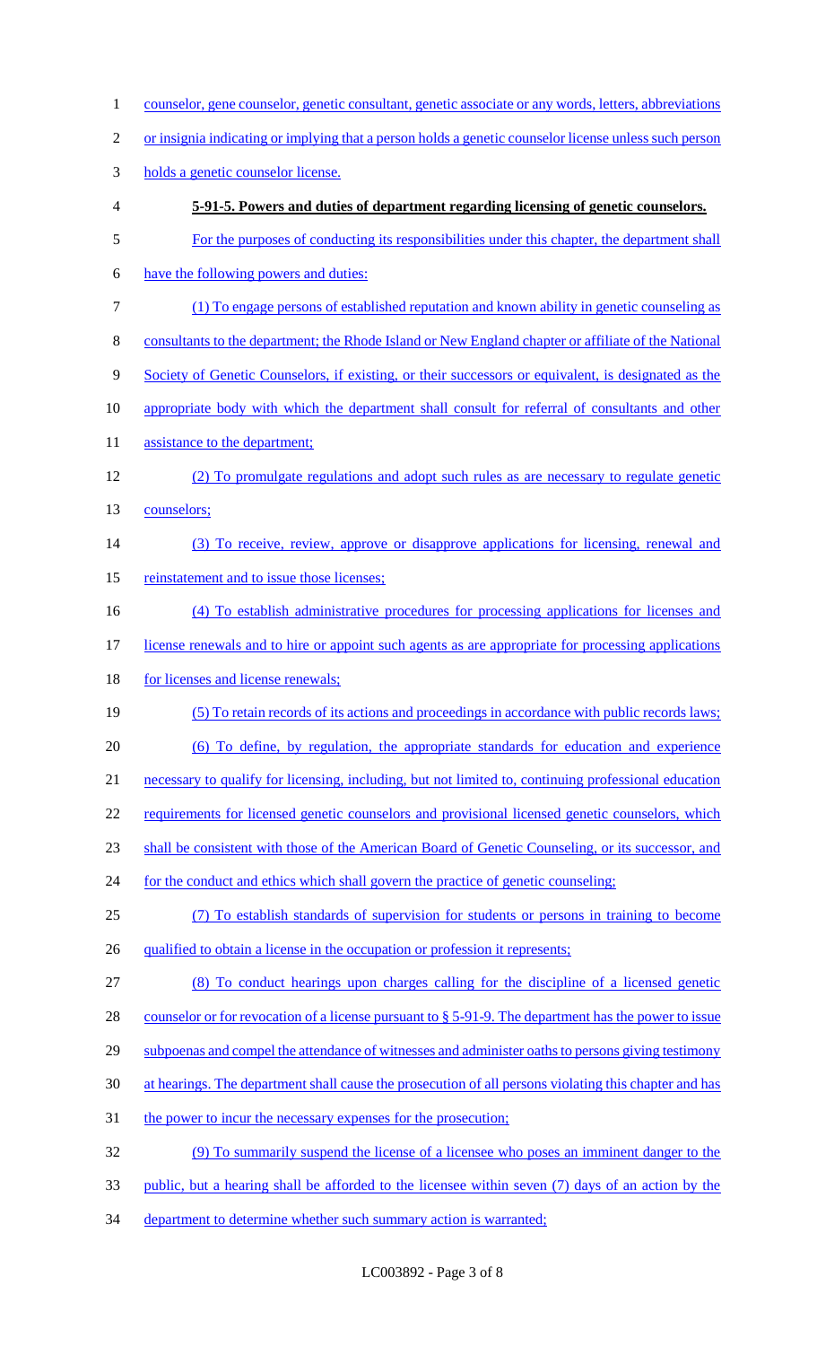counselor, gene counselor, genetic consultant, genetic associate or any words, letters, abbreviations or insignia indicating or implying that a person holds a genetic counselor license unless such person holds a genetic counselor license.

**5-91-5. Powers and duties of department regarding licensing of genetic counselors.**

For the purposes of conducting its responsibilities under this chapter, the department shall have the following powers and duties:

(1) To engage persons of established reputation and known ability in genetic counseling as consultants to the department; the Rhode Island or New England chapter or affiliate of the National Society of Genetic Counselors, if existing, or their successors or equivalent, is designated as the appropriate body with which the department shall consult for referral of consultants and other assistance to the department;

(2) To promulgate regulations and adopt such rules as are necessary to regulate genetic counselors;

(3) To receive, review, approve or disapprove applications for licensing, renewal and reinstatement and to issue those licenses;

(4) To establish administrative procedures for processing applications for licenses and license renewals and to hire or appoint such agents as are appropriate for processing applications for licenses and license renewals;

(5) To retain records of its actions and proceedings in accordance with public records laws;

(6) To define, by regulation, the appropriate standards for education and experience necessary to qualify for licensing, including, but not limited to, continuing professional education requirements for licensed genetic counselors and provisional licensed genetic counselors, which shall be consistent with those of the American Board of Genetic Counseling, or its successor, and for the conduct and ethics which shall govern the practice of genetic counseling;

(7) To establish standards of supervision for students or persons in training to become qualified to obtain a license in the occupation or profession it represents;

(8) To conduct hearings upon charges calling for the discipline of a licensed genetic counselor or for revocation of a license pursuant to § 5-91-9. The department has the power to issue subpoenas and compel the attendance of witnesses and administer oaths to persons giving testimony at hearings. The department shall cause the prosecution of all persons violating this chapter and has the power to incur the necessary expenses for the prosecution;

(9) To summarily suspend the license of a licensee who poses an imminent danger to the public, but a hearing shall be afforded to the licensee within seven (7) days of an action by the department to determine whether such summary action is warranted;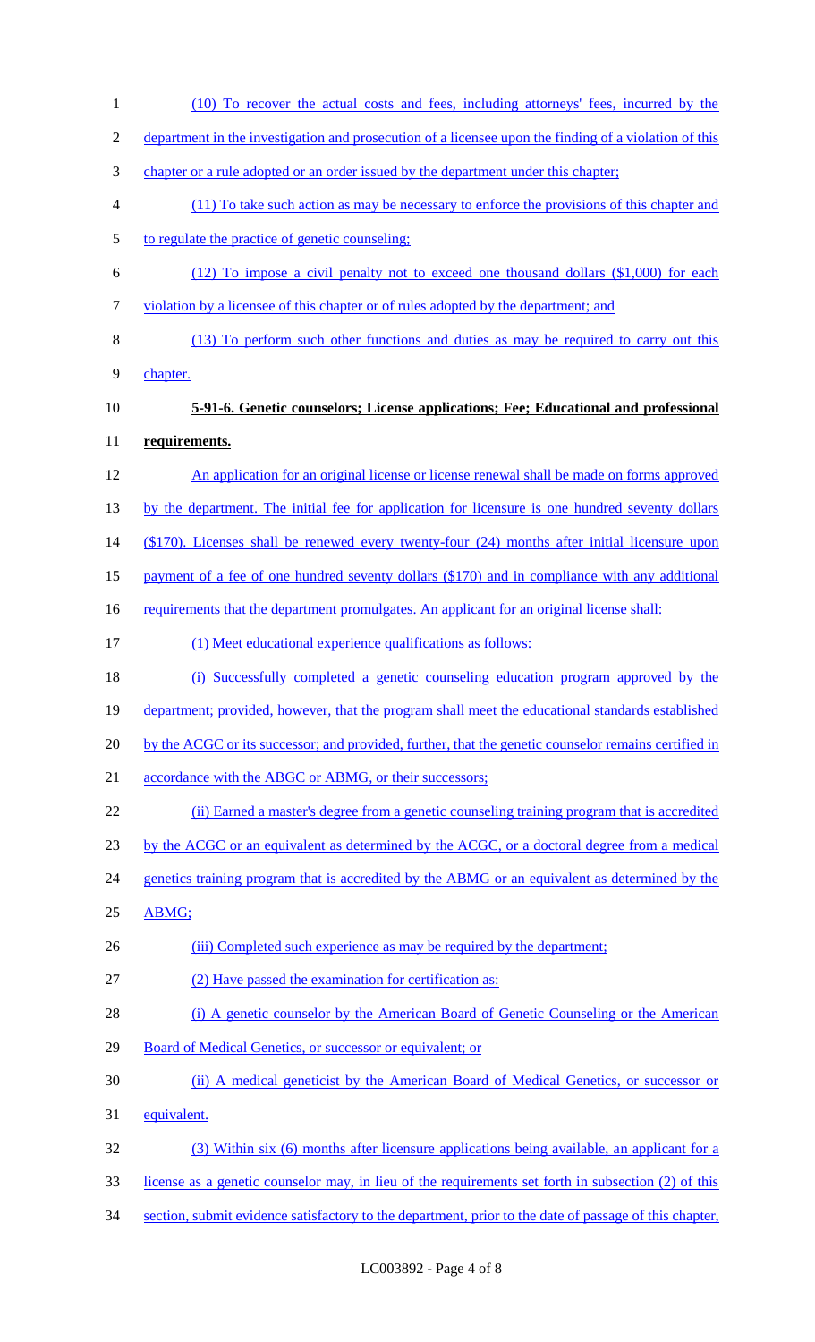(10) To recover the actual costs and fees, including attorneys' fees, incurred by the department in the investigation and prosecution of a licensee upon the finding of a violation of this chapter or a rule adopted or an order issued by the department under this chapter;

(11) To take such action as may be necessary to enforce the provisions of this chapter and to regulate the practice of genetic counseling;

(12) To impose a civil penalty not to exceed one thousand dollars ($1,000) for each violation by a licensee of this chapter or of rules adopted by the department; and

(13) To perform such other functions and duties as may be required to carry out this chapter.

**5-91-6. Genetic counselors; License applications; Fee; Educational and professional requirements.**

An application for an original license or license renewal shall be made on forms approved by the department. The initial fee for application for licensure is one hundred seventy dollars ($170). Licenses shall be renewed every twenty-four (24) months after initial licensure upon payment of a fee of one hundred seventy dollars ($170) and in compliance with any additional requirements that the department promulgates. An applicant for an original license shall:

(1) Meet educational experience qualifications as follows:

(i) Successfully completed a genetic counseling education program approved by the department; provided, however, that the program shall meet the educational standards established by the ACGC or its successor; and provided, further, that the genetic counselor remains certified in accordance with the ABGC or ABMG, or their successors;

(ii) Earned a master's degree from a genetic counseling training program that is accredited by the ACGC or an equivalent as determined by the ACGC, or a doctoral degree from a medical genetics training program that is accredited by the ABMG or an equivalent as determined by the ABMG;

(iii) Completed such experience as may be required by the department;

(2) Have passed the examination for certification as:

(i) A genetic counselor by the American Board of Genetic Counseling or the American Board of Medical Genetics, or successor or equivalent; or

(ii) A medical geneticist by the American Board of Medical Genetics, or successor or equivalent.

(3) Within six (6) months after licensure applications being available, an applicant for a license as a genetic counselor may, in lieu of the requirements set forth in subsection (2) of this section, submit evidence satisfactory to the department, prior to the date of passage of this chapter,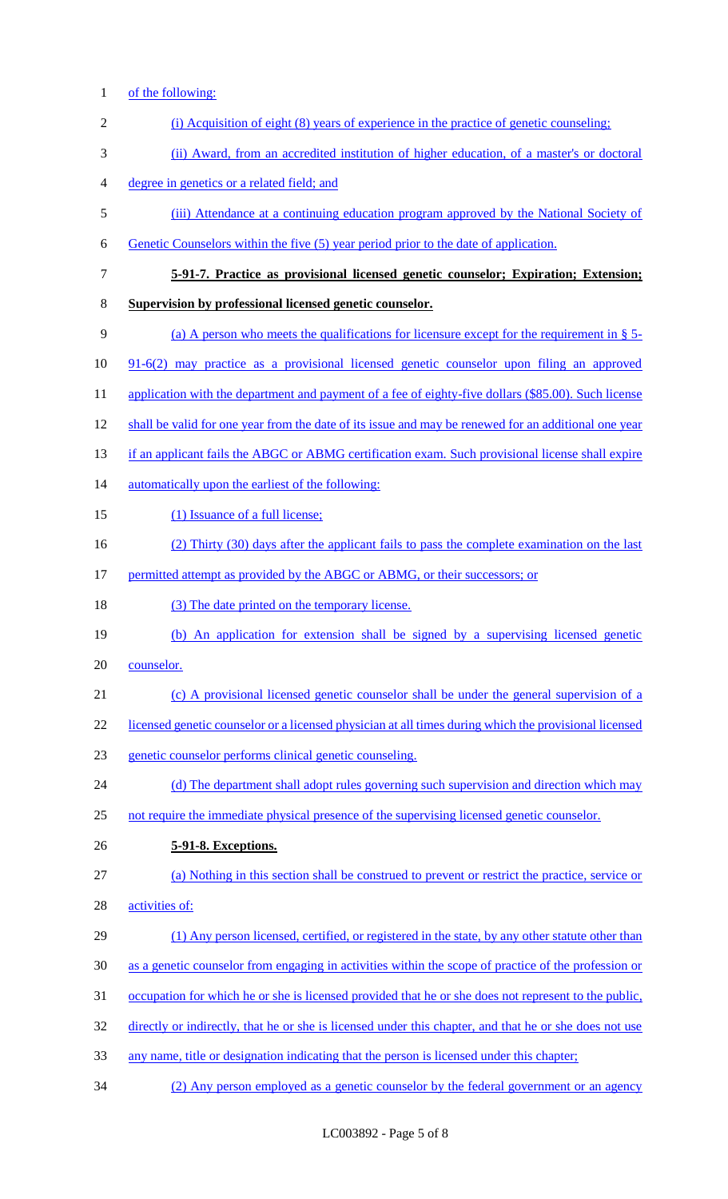of the following:

(i) Acquisition of eight (8) years of experience in the practice of genetic counseling;

(ii) Award, from an accredited institution of higher education, of a master's or doctoral degree in genetics or a related field; and

(iii) Attendance at a continuing education program approved by the National Society of Genetic Counselors within the five (5) year period prior to the date of application.

**5-91-7. Practice as provisional licensed genetic counselor; Expiration; Extension; Supervision by professional licensed genetic counselor.**

(a) A person who meets the qualifications for licensure except for the requirement in § 5-91-6(2) may practice as a provisional licensed genetic counselor upon filing an approved application with the department and payment of a fee of eighty-five dollars ($85.00). Such license shall be valid for one year from the date of its issue and may be renewed for an additional one year if an applicant fails the ABGC or ABMG certification exam. Such provisional license shall expire automatically upon the earliest of the following:

(1) Issuance of a full license;

(2) Thirty (30) days after the applicant fails to pass the complete examination on the last permitted attempt as provided by the ABGC or ABMG, or their successors; or

(3) The date printed on the temporary license.

(b) An application for extension shall be signed by a supervising licensed genetic counselor.

(c) A provisional licensed genetic counselor shall be under the general supervision of a licensed genetic counselor or a licensed physician at all times during which the provisional licensed genetic counselor performs clinical genetic counseling.

(d) The department shall adopt rules governing such supervision and direction which may not require the immediate physical presence of the supervising licensed genetic counselor.

**5-91-8. Exceptions.**

(a) Nothing in this section shall be construed to prevent or restrict the practice, service or activities of:

(1) Any person licensed, certified, or registered in the state, by any other statute other than as a genetic counselor from engaging in activities within the scope of practice of the profession or occupation for which he or she is licensed provided that he or she does not represent to the public, directly or indirectly, that he or she is licensed under this chapter, and that he or she does not use any name, title or designation indicating that the person is licensed under this chapter;

(2) Any person employed as a genetic counselor by the federal government or an agency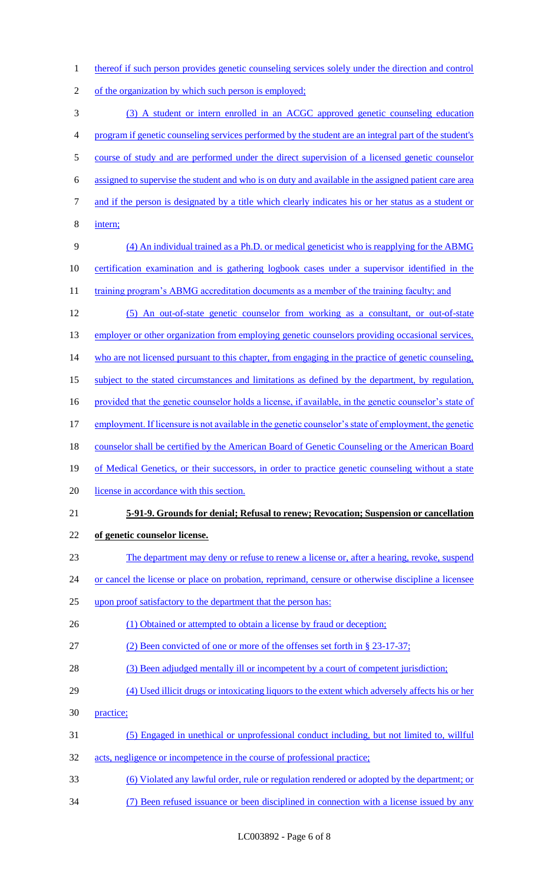thereof if such person provides genetic counseling services solely under the direction and control of the organization by which such person is employed;

(3) A student or intern enrolled in an ACGC approved genetic counseling education program if genetic counseling services performed by the student are an integral part of the student's course of study and are performed under the direct supervision of a licensed genetic counselor assigned to supervise the student and who is on duty and available in the assigned patient care area and if the person is designated by a title which clearly indicates his or her status as a student or intern;

(4) An individual trained as a Ph.D. or medical geneticist who is reapplying for the ABMG certification examination and is gathering logbook cases under a supervisor identified in the training program's ABMG accreditation documents as a member of the training faculty; and

(5) An out-of-state genetic counselor from working as a consultant, or out-of-state employer or other organization from employing genetic counselors providing occasional services, who are not licensed pursuant to this chapter, from engaging in the practice of genetic counseling, subject to the stated circumstances and limitations as defined by the department, by regulation, provided that the genetic counselor holds a license, if available, in the genetic counselor's state of employment. If licensure is not available in the genetic counselor's state of employment, the genetic counselor shall be certified by the American Board of Genetic Counseling or the American Board of Medical Genetics, or their successors, in order to practice genetic counseling without a state license in accordance with this section.

**5-91-9. Grounds for denial; Refusal to renew; Revocation; Suspension or cancellation of genetic counselor license.**

The department may deny or refuse to renew a license or, after a hearing, revoke, suspend or cancel the license or place on probation, reprimand, censure or otherwise discipline a licensee upon proof satisfactory to the department that the person has:

(1) Obtained or attempted to obtain a license by fraud or deception;

(2) Been convicted of one or more of the offenses set forth in § 23-17-37;

(3) Been adjudged mentally ill or incompetent by a court of competent jurisdiction;

(4) Used illicit drugs or intoxicating liquors to the extent which adversely affects his or her practice;

(5) Engaged in unethical or unprofessional conduct including, but not limited to, willful acts, negligence or incompetence in the course of professional practice;

(6) Violated any lawful order, rule or regulation rendered or adopted by the department; or

(7) Been refused issuance or been disciplined in connection with a license issued by any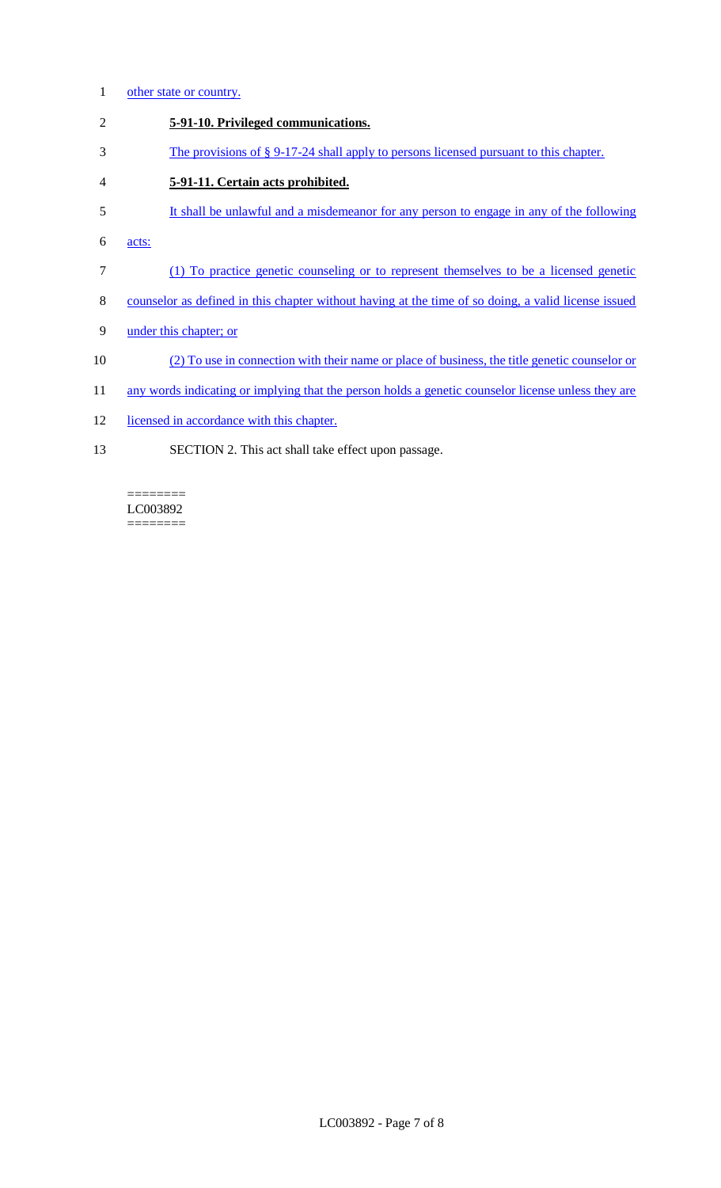other state or country.

**5-91-10. Privileged communications.**

The provisions of § 9-17-24 shall apply to persons licensed pursuant to this chapter.

**5-91-11. Certain acts prohibited.**

It shall be unlawful and a misdemeanor for any person to engage in any of the following acts:

(1) To practice genetic counseling or to represent themselves to be a licensed genetic counselor as defined in this chapter without having at the time of so doing, a valid license issued under this chapter; or

(2) To use in connection with their name or place of business, the title genetic counselor or any words indicating or implying that the person holds a genetic counselor license unless they are licensed in accordance with this chapter.

SECTION 2. This act shall take effect upon passage.

========
LC003892
========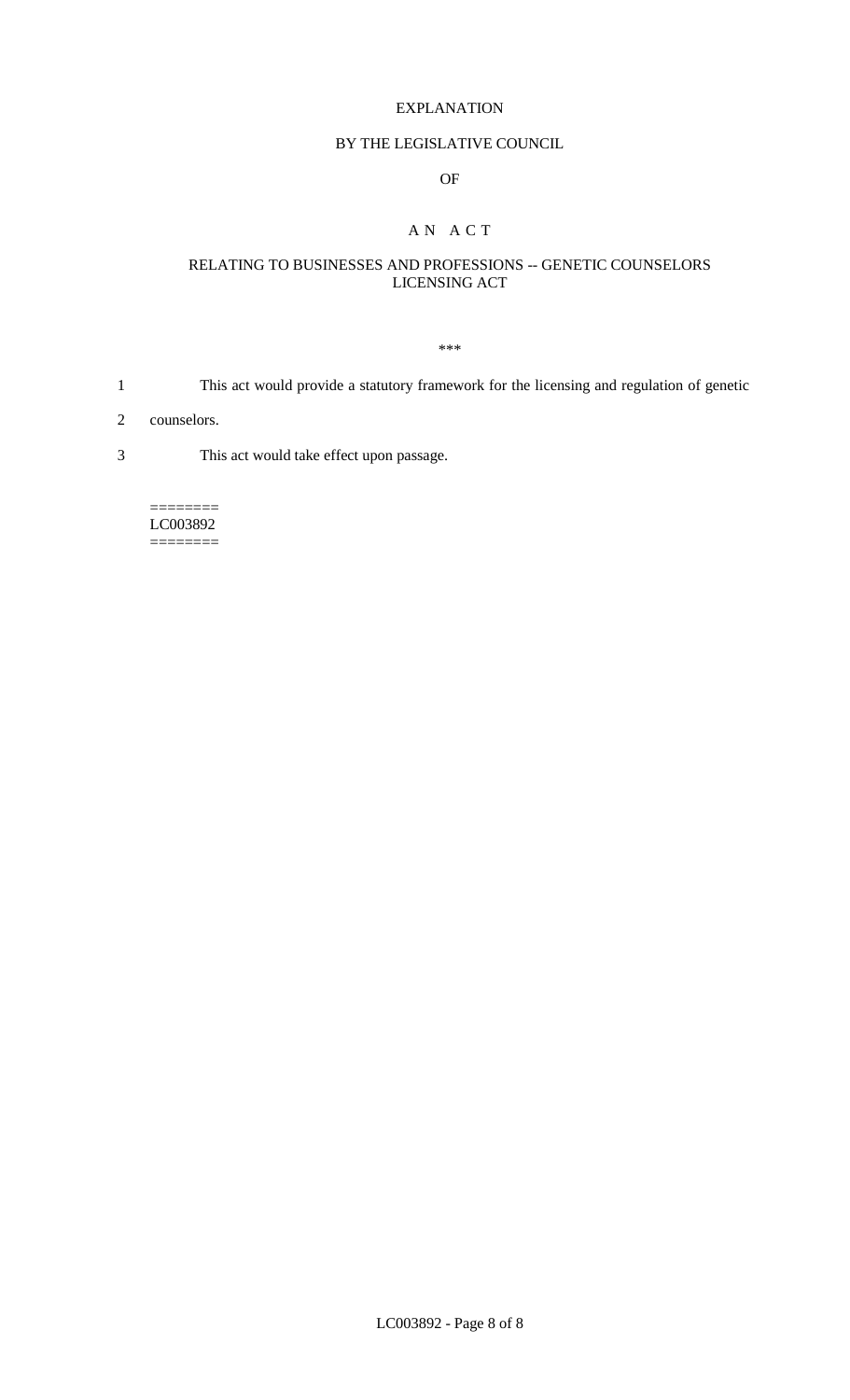EXPLANATION

BY THE LEGISLATIVE COUNCIL

OF

A N A C T

RELATING TO BUSINESSES AND PROFESSIONS -- GENETIC COUNSELORS LICENSING ACT

***

1 This act would provide a statutory framework for the licensing and regulation of genetic
2 counselors.
3 This act would take effect upon passage.

========
LC003892
========